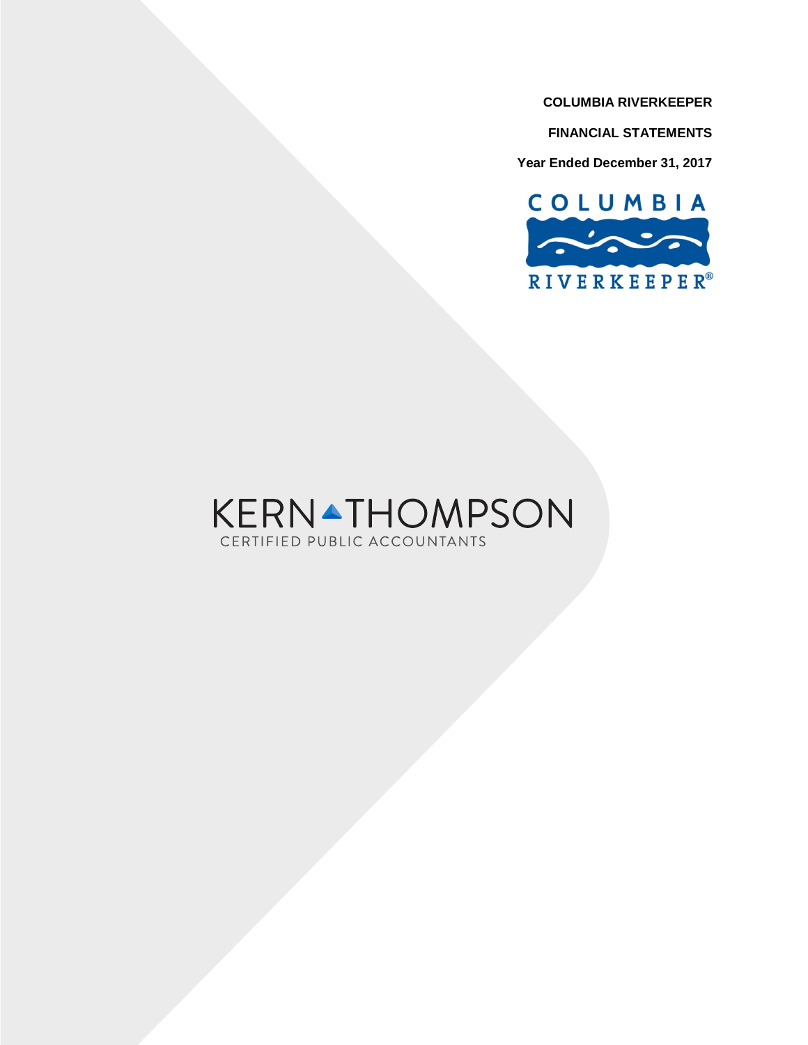**COLUMBIA RIVERKEEPER**

**FINANCIAL STATEMENTS**

**Year Ended December 31, 2017**

COLUMBIA RIVERKEEPER®

KERN THOMPSON
CERTIFIED PUBLIC ACCOUNTANTS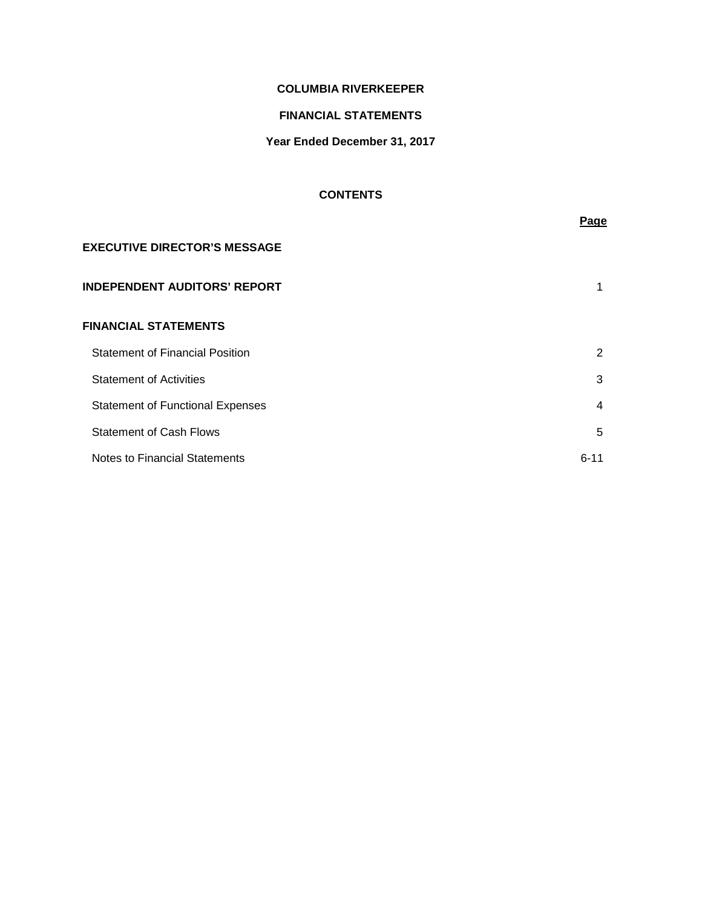# COLUMBIA RIVERKEEPER

## FINANCIAL STATEMENTS

### Year Ended December 31, 2017

### CONTENTS

| | Page |
|---|---|
| **EXECUTIVE DIRECTOR'S MESSAGE** | |
| **INDEPENDENT AUDITORS' REPORT** | 1 |
| **FINANCIAL STATEMENTS** | |
| Statement of Financial Position | 2 |
| Statement of Activities | 3 |
| Statement of Functional Expenses | 4 |
| Statement of Cash Flows | 5 |
| Notes to Financial Statements | 6-11 |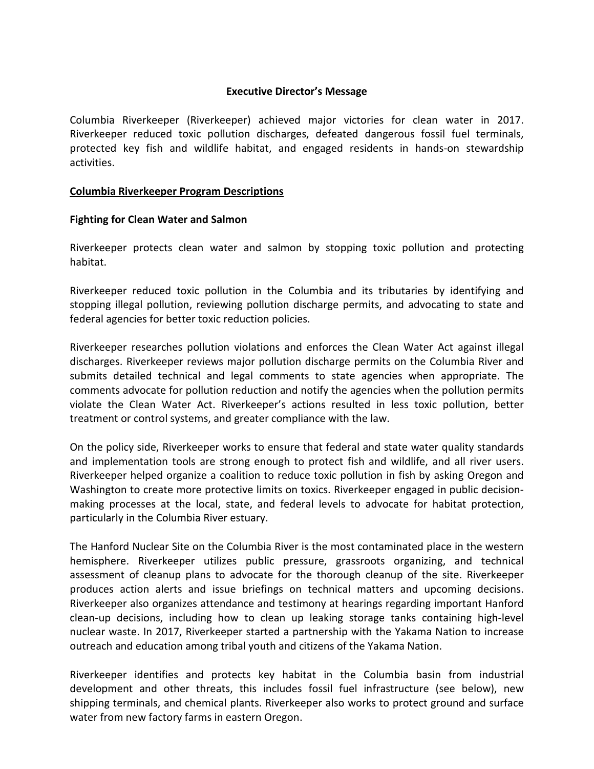## Executive Director's Message

Columbia Riverkeeper (Riverkeeper) achieved major victories for clean water in 2017. Riverkeeper reduced toxic pollution discharges, defeated dangerous fossil fuel terminals, protected key fish and wildlife habitat, and engaged residents in hands-on stewardship activities.

## Columbia Riverkeeper Program Descriptions

### Fighting for Clean Water and Salmon

Riverkeeper protects clean water and salmon by stopping toxic pollution and protecting habitat.

Riverkeeper reduced toxic pollution in the Columbia and its tributaries by identifying and stopping illegal pollution, reviewing pollution discharge permits, and advocating to state and federal agencies for better toxic reduction policies.

Riverkeeper researches pollution violations and enforces the Clean Water Act against illegal discharges. Riverkeeper reviews major pollution discharge permits on the Columbia River and submits detailed technical and legal comments to state agencies when appropriate. The comments advocate for pollution reduction and notify the agencies when the pollution permits violate the Clean Water Act. Riverkeeper's actions resulted in less toxic pollution, better treatment or control systems, and greater compliance with the law.

On the policy side, Riverkeeper works to ensure that federal and state water quality standards and implementation tools are strong enough to protect fish and wildlife, and all river users. Riverkeeper helped organize a coalition to reduce toxic pollution in fish by asking Oregon and Washington to create more protective limits on toxics. Riverkeeper engaged in public decision-making processes at the local, state, and federal levels to advocate for habitat protection, particularly in the Columbia River estuary.

The Hanford Nuclear Site on the Columbia River is the most contaminated place in the western hemisphere. Riverkeeper utilizes public pressure, grassroots organizing, and technical assessment of cleanup plans to advocate for the thorough cleanup of the site. Riverkeeper produces action alerts and issue briefings on technical matters and upcoming decisions. Riverkeeper also organizes attendance and testimony at hearings regarding important Hanford clean-up decisions, including how to clean up leaking storage tanks containing high-level nuclear waste. In 2017, Riverkeeper started a partnership with the Yakama Nation to increase outreach and education among tribal youth and citizens of the Yakama Nation.

Riverkeeper identifies and protects key habitat in the Columbia basin from industrial development and other threats, this includes fossil fuel infrastructure (see below), new shipping terminals, and chemical plants. Riverkeeper also works to protect ground and surface water from new factory farms in eastern Oregon.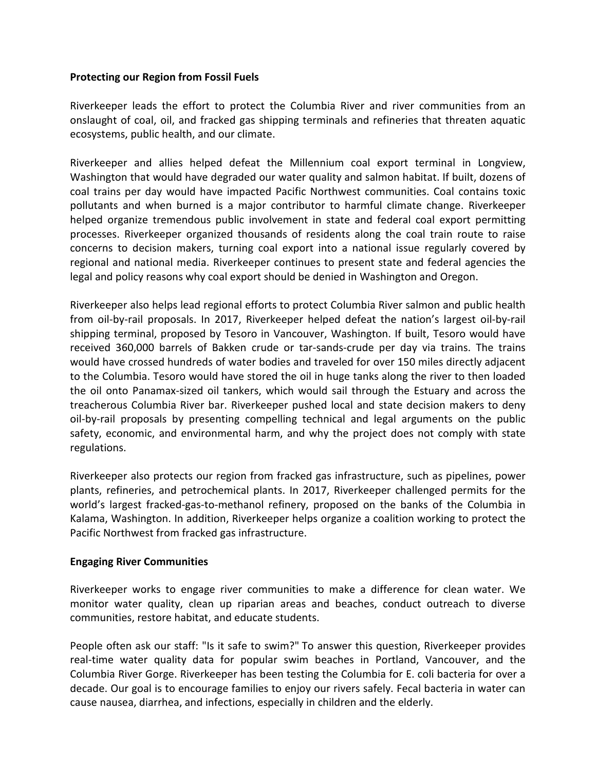**Protecting our Region from Fossil Fuels**

Riverkeeper leads the effort to protect the Columbia River and river communities from an onslaught of coal, oil, and fracked gas shipping terminals and refineries that threaten aquatic ecosystems, public health, and our climate.

Riverkeeper and allies helped defeat the Millennium coal export terminal in Longview, Washington that would have degraded our water quality and salmon habitat. If built, dozens of coal trains per day would have impacted Pacific Northwest communities. Coal contains toxic pollutants and when burned is a major contributor to harmful climate change. Riverkeeper helped organize tremendous public involvement in state and federal coal export permitting processes. Riverkeeper organized thousands of residents along the coal train route to raise concerns to decision makers, turning coal export into a national issue regularly covered by regional and national media. Riverkeeper continues to present state and federal agencies the legal and policy reasons why coal export should be denied in Washington and Oregon.

Riverkeeper also helps lead regional efforts to protect Columbia River salmon and public health from oil-by-rail proposals. In 2017, Riverkeeper helped defeat the nation's largest oil-by-rail shipping terminal, proposed by Tesoro in Vancouver, Washington. If built, Tesoro would have received 360,000 barrels of Bakken crude or tar-sands-crude per day via trains. The trains would have crossed hundreds of water bodies and traveled for over 150 miles directly adjacent to the Columbia. Tesoro would have stored the oil in huge tanks along the river to then loaded the oil onto Panamax-sized oil tankers, which would sail through the Estuary and across the treacherous Columbia River bar. Riverkeeper pushed local and state decision makers to deny oil-by-rail proposals by presenting compelling technical and legal arguments on the public safety, economic, and environmental harm, and why the project does not comply with state regulations.

Riverkeeper also protects our region from fracked gas infrastructure, such as pipelines, power plants, refineries, and petrochemical plants. In 2017, Riverkeeper challenged permits for the world's largest fracked-gas-to-methanol refinery, proposed on the banks of the Columbia in Kalama, Washington. In addition, Riverkeeper helps organize a coalition working to protect the Pacific Northwest from fracked gas infrastructure.

**Engaging River Communities**

Riverkeeper works to engage river communities to make a difference for clean water. We monitor water quality, clean up riparian areas and beaches, conduct outreach to diverse communities, restore habitat, and educate students.

People often ask our staff: "Is it safe to swim?" To answer this question, Riverkeeper provides real-time water quality data for popular swim beaches in Portland, Vancouver, and the Columbia River Gorge. Riverkeeper has been testing the Columbia for E. coli bacteria for over a decade. Our goal is to encourage families to enjoy our rivers safely. Fecal bacteria in water can cause nausea, diarrhea, and infections, especially in children and the elderly.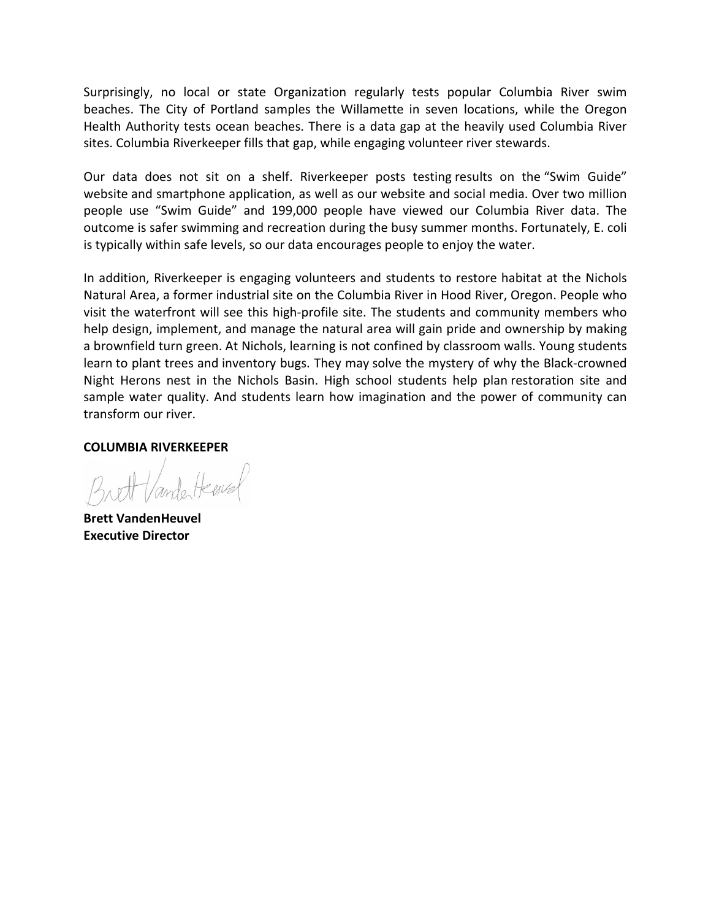Surprisingly, no local or state Organization regularly tests popular Columbia River swim beaches. The City of Portland samples the Willamette in seven locations, while the Oregon Health Authority tests ocean beaches. There is a data gap at the heavily used Columbia River sites. Columbia Riverkeeper fills that gap, while engaging volunteer river stewards.

Our data does not sit on a shelf. Riverkeeper posts testing results on the "Swim Guide" website and smartphone application, as well as our website and social media. Over two million people use "Swim Guide" and 199,000 people have viewed our Columbia River data. The outcome is safer swimming and recreation during the busy summer months. Fortunately, E. coli is typically within safe levels, so our data encourages people to enjoy the water.

In addition, Riverkeeper is engaging volunteers and students to restore habitat at the Nichols Natural Area, a former industrial site on the Columbia River in Hood River, Oregon. People who visit the waterfront will see this high-profile site. The students and community members who help design, implement, and manage the natural area will gain pride and ownership by making a brownfield turn green. At Nichols, learning is not confined by classroom walls. Young students learn to plant trees and inventory bugs. They may solve the mystery of why the Black-crowned Night Herons nest in the Nichols Basin. High school students help plan restoration site and sample water quality. And students learn how imagination and the power of community can transform our river.

**COLUMBIA RIVERKEEPER**

Brett VandenHeuvel

**Brett VandenHeuvel**
**Executive Director**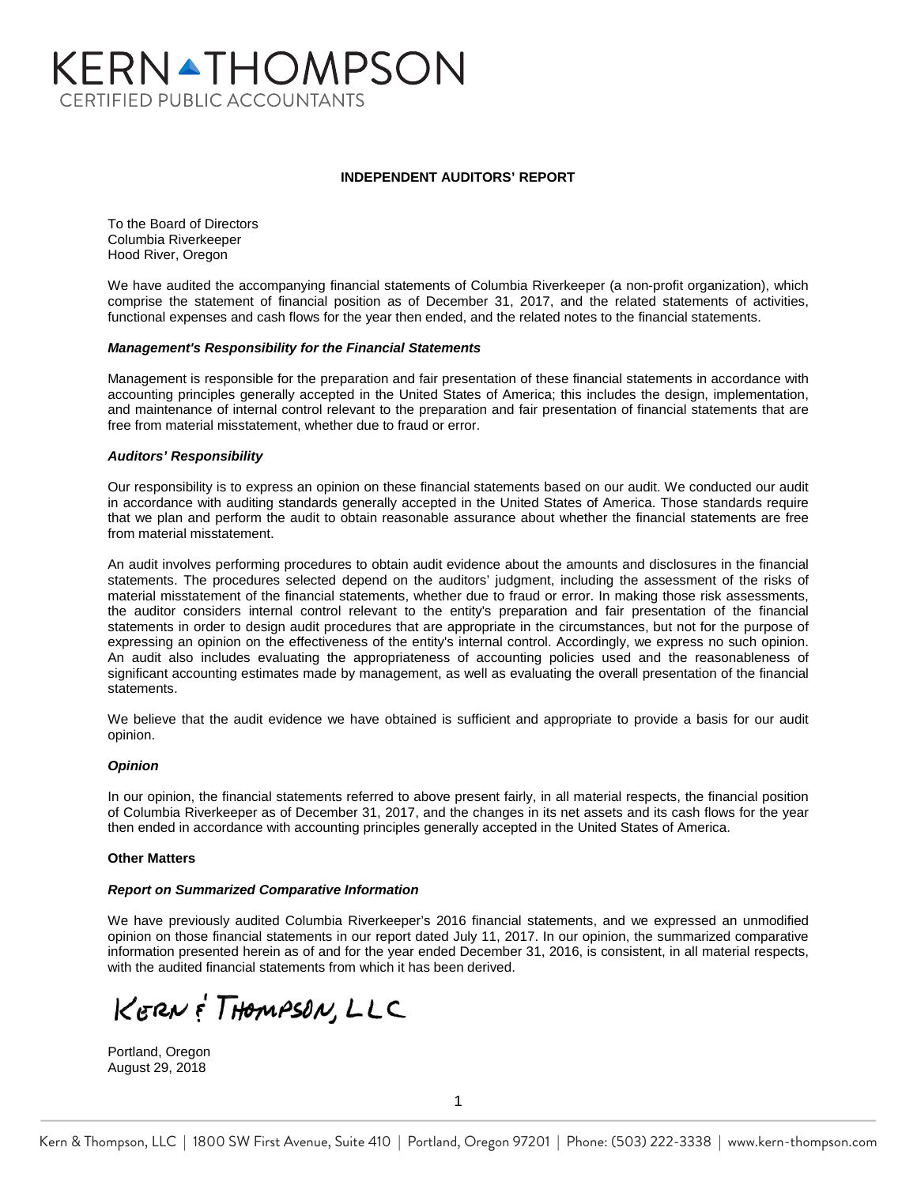# KERN THOMPSON
CERTIFIED PUBLIC ACCOUNTANTS

## INDEPENDENT AUDITORS' REPORT

To the Board of Directors
Columbia Riverkeeper
Hood River, Oregon

We have audited the accompanying financial statements of Columbia Riverkeeper (a non-profit organization), which comprise the statement of financial position as of December 31, 2017, and the related statements of activities, functional expenses and cash flows for the year then ended, and the related notes to the financial statements.

### *Management's Responsibility for the Financial Statements*

Management is responsible for the preparation and fair presentation of these financial statements in accordance with accounting principles generally accepted in the United States of America; this includes the design, implementation, and maintenance of internal control relevant to the preparation and fair presentation of financial statements that are free from material misstatement, whether due to fraud or error.

### *Auditors' Responsibility*

Our responsibility is to express an opinion on these financial statements based on our audit. We conducted our audit in accordance with auditing standards generally accepted in the United States of America. Those standards require that we plan and perform the audit to obtain reasonable assurance about whether the financial statements are free from material misstatement.

An audit involves performing procedures to obtain audit evidence about the amounts and disclosures in the financial statements. The procedures selected depend on the auditors' judgment, including the assessment of the risks of material misstatement of the financial statements, whether due to fraud or error. In making those risk assessments, the auditor considers internal control relevant to the entity's preparation and fair presentation of the financial statements in order to design audit procedures that are appropriate in the circumstances, but not for the purpose of expressing an opinion on the effectiveness of the entity's internal control. Accordingly, we express no such opinion. An audit also includes evaluating the appropriateness of accounting policies used and the reasonableness of significant accounting estimates made by management, as well as evaluating the overall presentation of the financial statements.

We believe that the audit evidence we have obtained is sufficient and appropriate to provide a basis for our audit opinion.

### *Opinion*

In our opinion, the financial statements referred to above present fairly, in all material respects, the financial position of Columbia Riverkeeper as of December 31, 2017, and the changes in its net assets and its cash flows for the year then ended in accordance with accounting principles generally accepted in the United States of America.

### Other Matters

### *Report on Summarized Comparative Information*

We have previously audited Columbia Riverkeeper's 2016 financial statements, and we expressed an unmodified opinion on those financial statements in our report dated July 11, 2017. In our opinion, the summarized comparative information presented herein as of and for the year ended December 31, 2016, is consistent, in all material respects, with the audited financial statements from which it has been derived.

KERN & THOMPSON, LLC

Portland, Oregon
August 29, 2018

Kern & Thompson, LLC | 1800 SW First Avenue, Suite 410 | Portland, Oregon 97201 | Phone: (503) 222-3338 | www.kern-thompson.com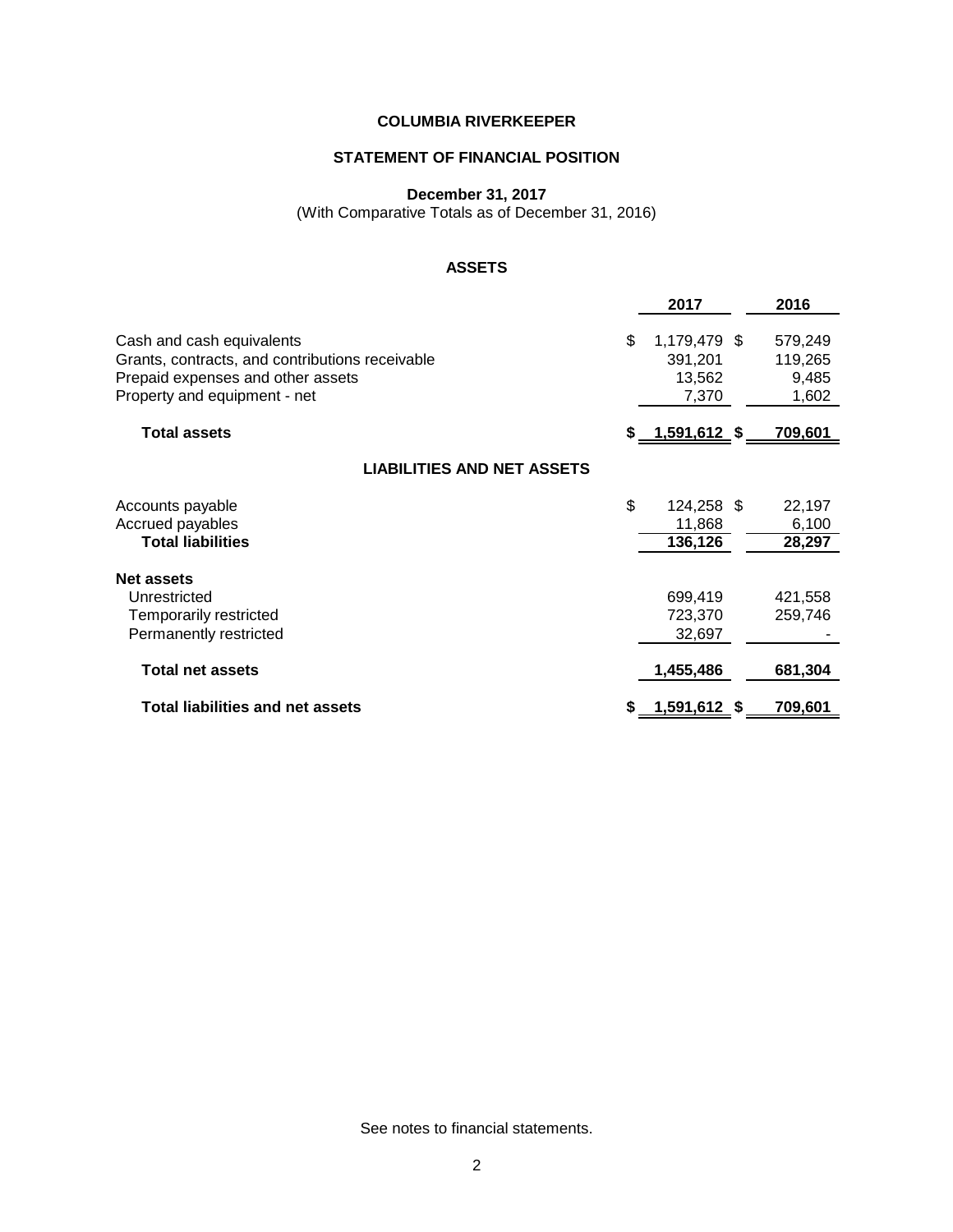# COLUMBIA RIVERKEEPER

## STATEMENT OF FINANCIAL POSITION

**December 31, 2017**
(With Comparative Totals as of December 31, 2016)

### ASSETS

| | 2017 | 2016 |
|---|---|---|
| Cash and cash equivalents | $ 1,179,479 | $ 579,249 |
| Grants, contracts, and contributions receivable | 391,201 | 119,265 |
| Prepaid expenses and other assets | 13,562 | 9,485 |
| Property and equipment - net | 7,370 | 1,602 |
| **Total assets** | **$ 1,591,612** | **$ 709,601** |

### LIABILITIES AND NET ASSETS

| | 2017 | 2016 |
|---|---|---|
| Accounts payable | $ 124,258 | $ 22,197 |
| Accrued payables | 11,868 | 6,100 |
| **Total liabilities** | **136,126** | **28,297** |
| **Net assets** | | |
| Unrestricted | 699,419 | 421,558 |
| Temporarily restricted | 723,370 | 259,746 |
| Permanently restricted | 32,697 | - |
| **Total net assets** | **1,455,486** | **681,304** |
| **Total liabilities and net assets** | **$ 1,591,612** | **$ 709,601** |

See notes to financial statements.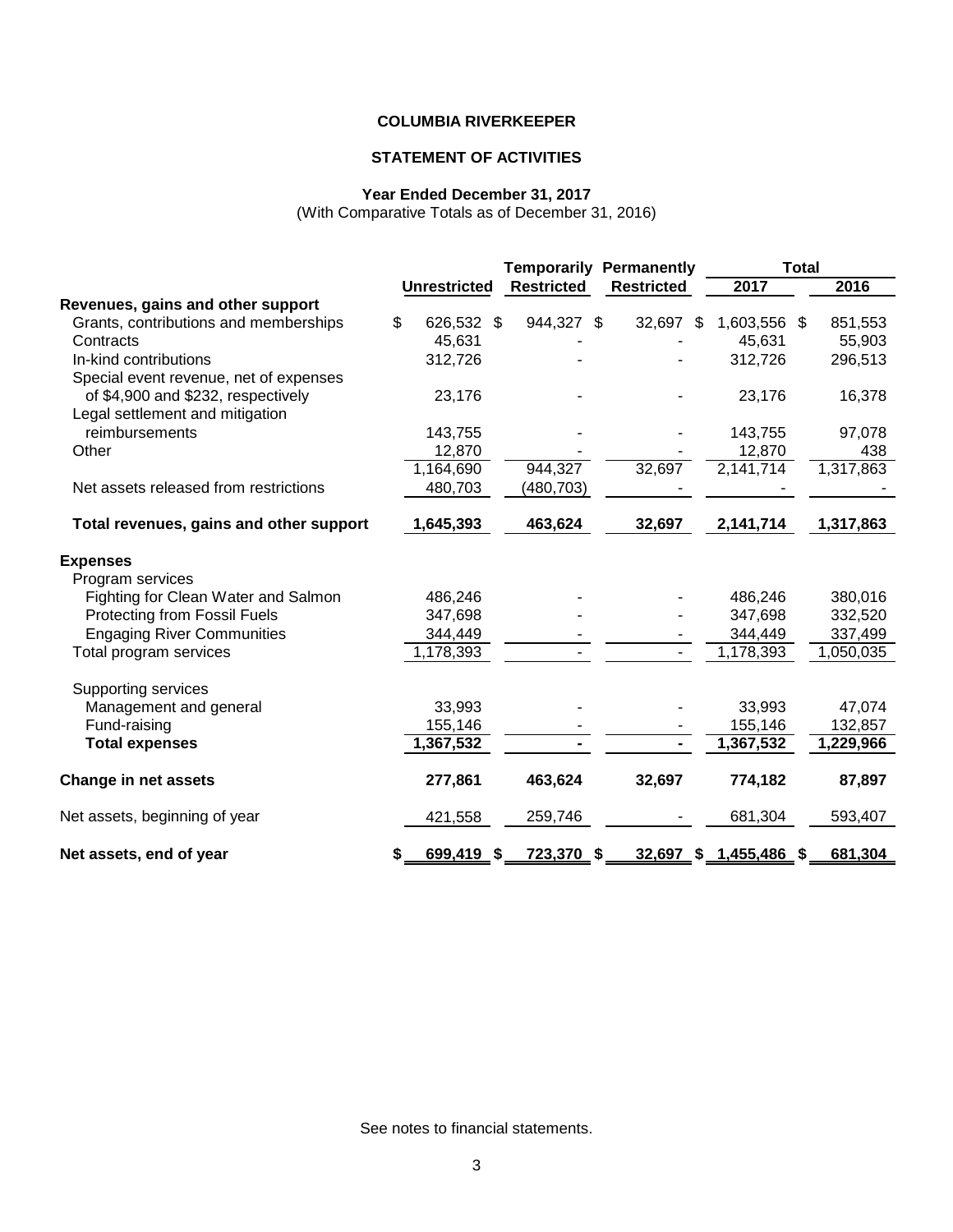**COLUMBIA RIVERKEEPER**

**STATEMENT OF ACTIVITIES**

**Year Ended December 31, 2017**
(With Comparative Totals as of December 31, 2016)

| | Unrestricted | Temporarily Restricted | Permanently Restricted | Total 2017 | Total 2016 |
|---|---|---|---|---|---|
| **Revenues, gains and other support** | | | | | |
| Grants, contributions and memberships | $ 626,532 | $ 944,327 | $ 32,697 | $ 1,603,556 | $ 851,553 |
| Contracts | 45,631 | - | - | 45,631 | 55,903 |
| In-kind contributions | 312,726 | - | - | 312,726 | 296,513 |
| Special event revenue, net of expenses of $4,900 and $232, respectively | 23,176 | - | - | 23,176 | 16,378 |
| Legal settlement and mitigation reimbursements | 143,755 | - | - | 143,755 | 97,078 |
| Other | 12,870 | - | - | 12,870 | 438 |
| | 1,164,690 | 944,327 | 32,697 | 2,141,714 | 1,317,863 |
| Net assets released from restrictions | 480,703 | (480,703) | - | - | - |
| **Total revenues, gains and other support** | **1,645,393** | **463,624** | **32,697** | **2,141,714** | **1,317,863** |
| **Expenses** | | | | | |
| Program services | | | | | |
| Fighting for Clean Water and Salmon | 486,246 | - | - | 486,246 | 380,016 |
| Protecting from Fossil Fuels | 347,698 | - | - | 347,698 | 332,520 |
| Engaging River Communities | 344,449 | - | - | 344,449 | 337,499 |
| Total program services | 1,178,393 | - | - | 1,178,393 | 1,050,035 |
| Supporting services | | | | | |
| Management and general | 33,993 | - | - | 33,993 | 47,074 |
| Fund-raising | 155,146 | - | - | 155,146 | 132,857 |
| **Total expenses** | **1,367,532** | **-** | **-** | **1,367,532** | **1,229,966** |
| **Change in net assets** | **277,861** | **463,624** | **32,697** | **774,182** | **87,897** |
| Net assets, beginning of year | 421,558 | 259,746 | - | 681,304 | 593,407 |
| **Net assets, end of year** | **$ 699,419** | **$ 723,370** | **$ 32,697** | **$ 1,455,486** | **$ 681,304** |

See notes to financial statements.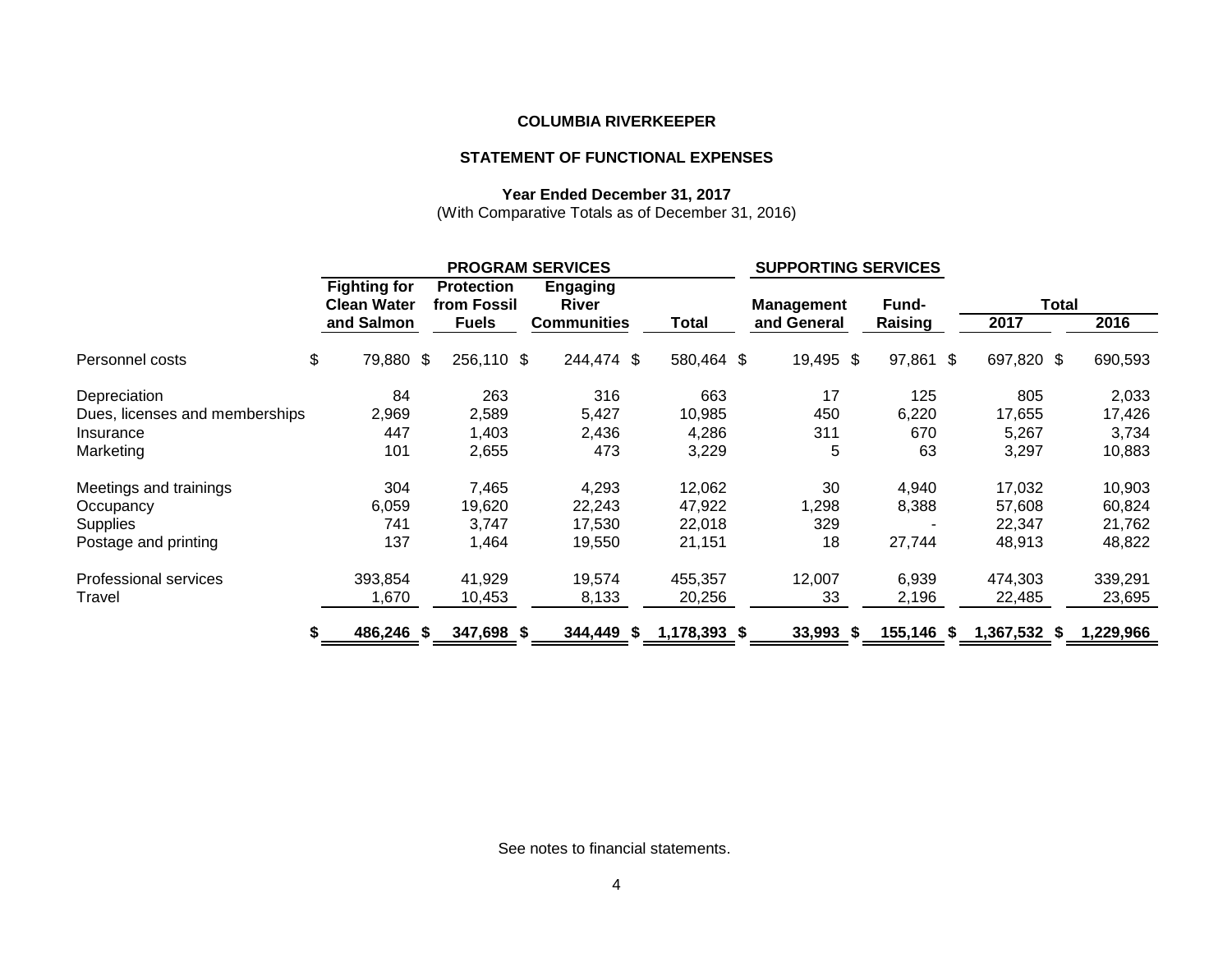**COLUMBIA RIVERKEEPER**

**STATEMENT OF FUNCTIONAL EXPENSES**

**Year Ended December 31, 2017**
(With Comparative Totals as of December 31, 2016)

| | PROGRAM SERVICES | | | | SUPPORTING SERVICES | | | |
|---|---|---|---|---|---|---|---|---|
| | **Fighting for Clean Water and Salmon** | **Protection from Fossil Fuels** | **Engaging River Communities** | **Total** | **Management and General** | **Fund-Raising** | **Total 2017** | **Total 2016** |
| Personnel costs | $ 79,880 | $ 256,110 | $ 244,474 | $ 580,464 | $ 19,495 | $ 97,861 | $ 697,820 | $ 690,593 |
| Depreciation | 84 | 263 | 316 | 663 | 17 | 125 | 805 | 2,033 |
| Dues, licenses and memberships | 2,969 | 2,589 | 5,427 | 10,985 | 450 | 6,220 | 17,655 | 17,426 |
| Insurance | 447 | 1,403 | 2,436 | 4,286 | 311 | 670 | 5,267 | 3,734 |
| Marketing | 101 | 2,655 | 473 | 3,229 | 5 | 63 | 3,297 | 10,883 |
| Meetings and trainings | 304 | 7,465 | 4,293 | 12,062 | 30 | 4,940 | 17,032 | 10,903 |
| Occupancy | 6,059 | 19,620 | 22,243 | 47,922 | 1,298 | 8,388 | 57,608 | 60,824 |
| Supplies | 741 | 3,747 | 17,530 | 22,018 | 329 | - | 22,347 | 21,762 |
| Postage and printing | 137 | 1,464 | 19,550 | 21,151 | 18 | 27,744 | 48,913 | 48,822 |
| Professional services | 393,854 | 41,929 | 19,574 | 455,357 | 12,007 | 6,939 | 474,303 | 339,291 |
| Travel | 1,670 | 10,453 | 8,133 | 20,256 | 33 | 2,196 | 22,485 | 23,695 |
| | **$ 486,246** | **$ 347,698** | **$ 344,449** | **$ 1,178,393** | **$ 33,993** | **$ 155,146** | **$ 1,367,532** | **$ 1,229,966** |

See notes to financial statements.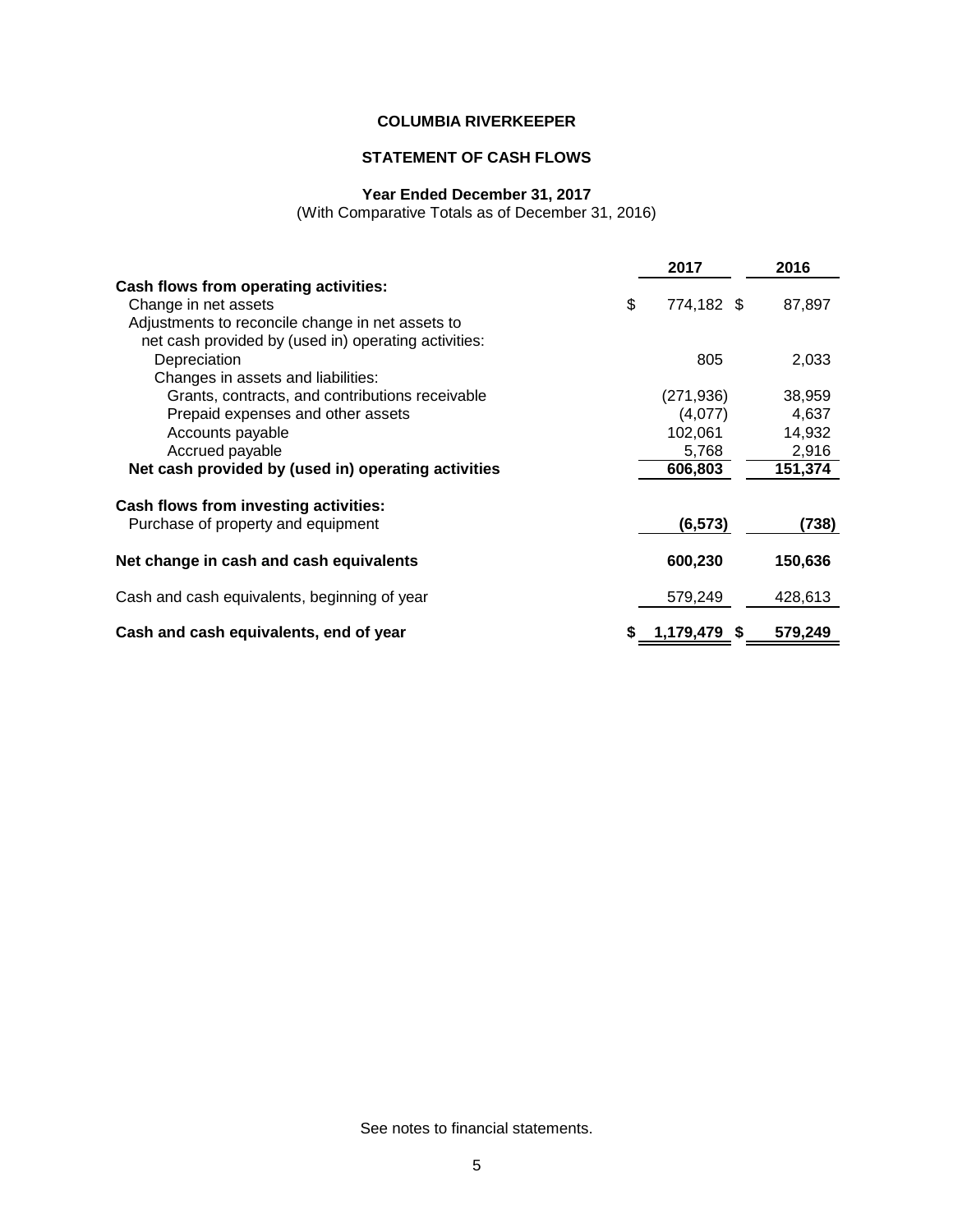# COLUMBIA RIVERKEEPER

## STATEMENT OF CASH FLOWS

**Year Ended December 31, 2017**
(With Comparative Totals as of December 31, 2016)

| | 2017 | 2016 |
|---|---|---|
| **Cash flows from operating activities:** | | |
| Change in net assets | $ 774,182 | $ 87,897 |
| Adjustments to reconcile change in net assets to net cash provided by (used in) operating activities: | | |
| Depreciation | 805 | 2,033 |
| Changes in assets and liabilities: | | |
| Grants, contracts, and contributions receivable | (271,936) | 38,959 |
| Prepaid expenses and other assets | (4,077) | 4,637 |
| Accounts payable | 102,061 | 14,932 |
| Accrued payable | 5,768 | 2,916 |
| **Net cash provided by (used in) operating activities** | **606,803** | **151,374** |
| **Cash flows from investing activities:** | | |
| Purchase of property and equipment | **(6,573)** | **(738)** |
| **Net change in cash and cash equivalents** | **600,230** | **150,636** |
| Cash and cash equivalents, beginning of year | 579,249 | 428,613 |
| **Cash and cash equivalents, end of year** | **$ 1,179,479** | **$ 579,249** |

See notes to financial statements.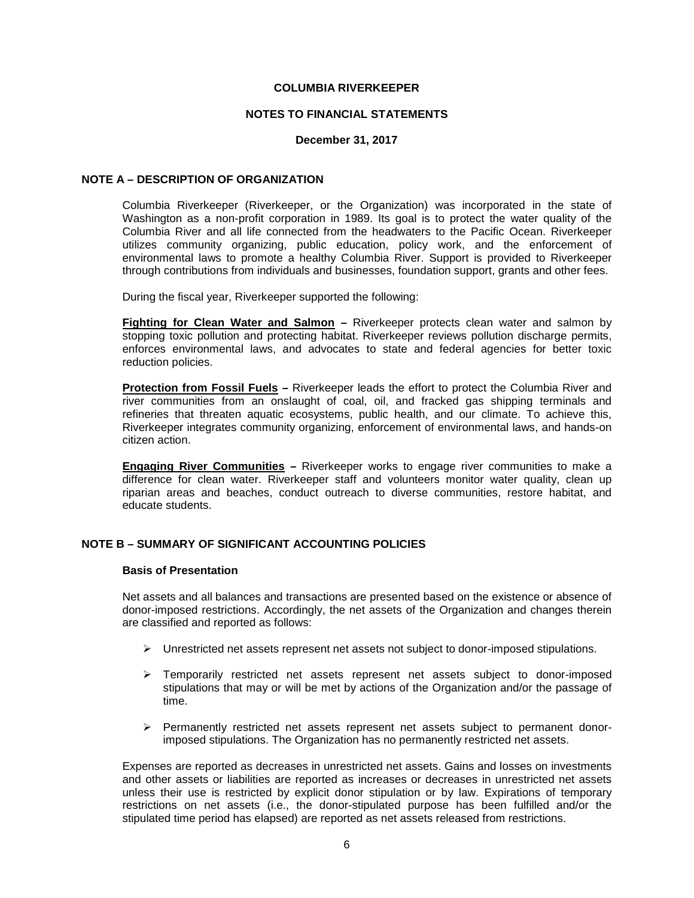# COLUMBIA RIVERKEEPER

## NOTES TO FINANCIAL STATEMENTS

### December 31, 2017

## NOTE A – DESCRIPTION OF ORGANIZATION

Columbia Riverkeeper (Riverkeeper, or the Organization) was incorporated in the state of Washington as a non-profit corporation in 1989. Its goal is to protect the water quality of the Columbia River and all life connected from the headwaters to the Pacific Ocean. Riverkeeper utilizes community organizing, public education, policy work, and the enforcement of environmental laws to promote a healthy Columbia River. Support is provided to Riverkeeper through contributions from individuals and businesses, foundation support, grants and other fees.

During the fiscal year, Riverkeeper supported the following:

**Fighting for Clean Water and Salmon –** Riverkeeper protects clean water and salmon by stopping toxic pollution and protecting habitat. Riverkeeper reviews pollution discharge permits, enforces environmental laws, and advocates to state and federal agencies for better toxic reduction policies.

**Protection from Fossil Fuels –** Riverkeeper leads the effort to protect the Columbia River and river communities from an onslaught of coal, oil, and fracked gas shipping terminals and refineries that threaten aquatic ecosystems, public health, and our climate. To achieve this, Riverkeeper integrates community organizing, enforcement of environmental laws, and hands-on citizen action.

**Engaging River Communities –** Riverkeeper works to engage river communities to make a difference for clean water. Riverkeeper staff and volunteers monitor water quality, clean up riparian areas and beaches, conduct outreach to diverse communities, restore habitat, and educate students.

## NOTE B – SUMMARY OF SIGNIFICANT ACCOUNTING POLICIES

### Basis of Presentation

Net assets and all balances and transactions are presented based on the existence or absence of donor-imposed restrictions. Accordingly, the net assets of the Organization and changes therein are classified and reported as follows:

- Unrestricted net assets represent net assets not subject to donor-imposed stipulations.
- Temporarily restricted net assets represent net assets subject to donor-imposed stipulations that may or will be met by actions of the Organization and/or the passage of time.
- Permanently restricted net assets represent net assets subject to permanent donor-imposed stipulations. The Organization has no permanently restricted net assets.

Expenses are reported as decreases in unrestricted net assets. Gains and losses on investments and other assets or liabilities are reported as increases or decreases in unrestricted net assets unless their use is restricted by explicit donor stipulation or by law. Expirations of temporary restrictions on net assets (i.e., the donor-stipulated purpose has been fulfilled and/or the stipulated time period has elapsed) are reported as net assets released from restrictions.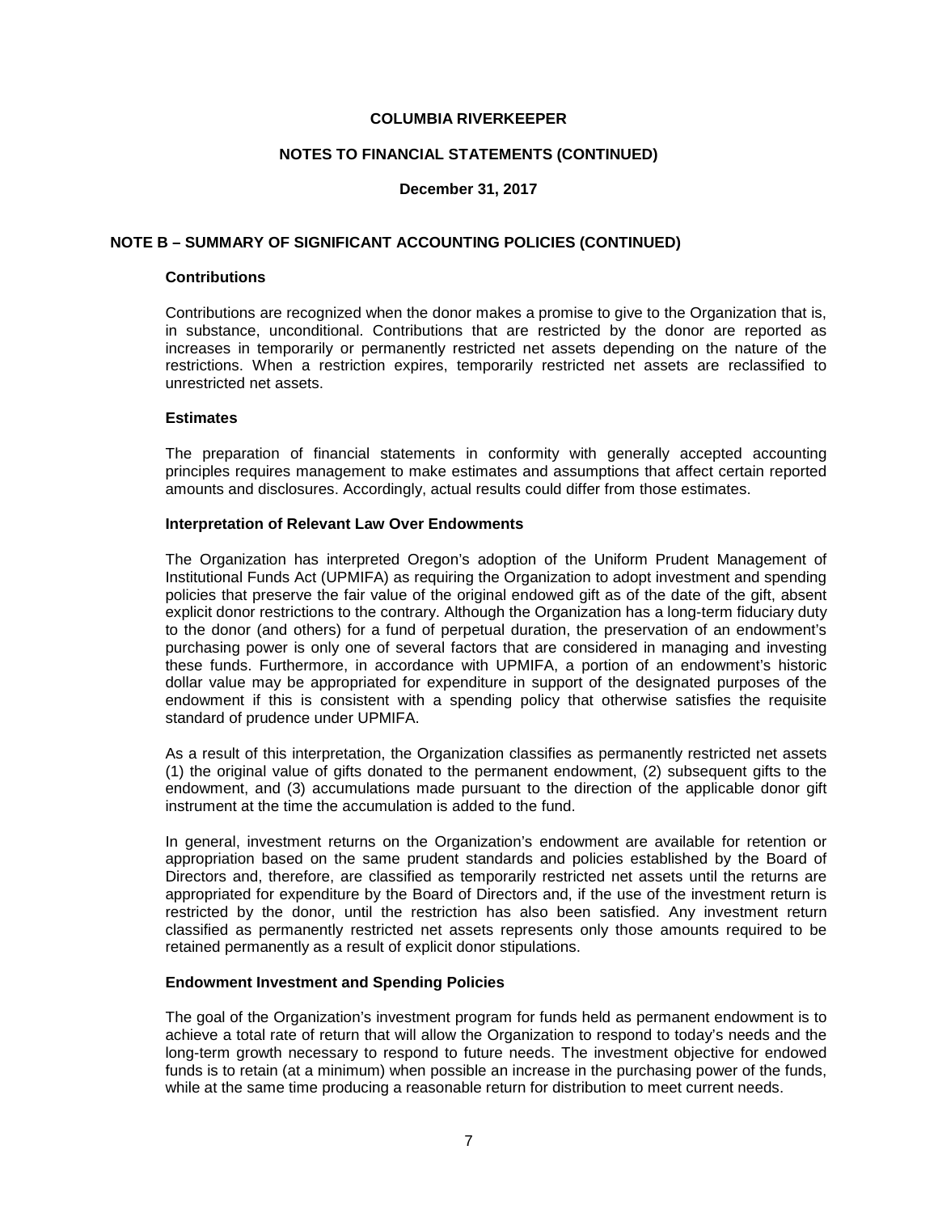## NOTE B – SUMMARY OF SIGNIFICANT ACCOUNTING POLICIES (CONTINUED)

### Contributions

Contributions are recognized when the donor makes a promise to give to the Organization that is, in substance, unconditional. Contributions that are restricted by the donor are reported as increases in temporarily or permanently restricted net assets depending on the nature of the restrictions. When a restriction expires, temporarily restricted net assets are reclassified to unrestricted net assets.

### Estimates

The preparation of financial statements in conformity with generally accepted accounting principles requires management to make estimates and assumptions that affect certain reported amounts and disclosures. Accordingly, actual results could differ from those estimates.

### Interpretation of Relevant Law Over Endowments

The Organization has interpreted Oregon's adoption of the Uniform Prudent Management of Institutional Funds Act (UPMIFA) as requiring the Organization to adopt investment and spending policies that preserve the fair value of the original endowed gift as of the date of the gift, absent explicit donor restrictions to the contrary. Although the Organization has a long-term fiduciary duty to the donor (and others) for a fund of perpetual duration, the preservation of an endowment's purchasing power is only one of several factors that are considered in managing and investing these funds. Furthermore, in accordance with UPMIFA, a portion of an endowment's historic dollar value may be appropriated for expenditure in support of the designated purposes of the endowment if this is consistent with a spending policy that otherwise satisfies the requisite standard of prudence under UPMIFA.

As a result of this interpretation, the Organization classifies as permanently restricted net assets (1) the original value of gifts donated to the permanent endowment, (2) subsequent gifts to the endowment, and (3) accumulations made pursuant to the direction of the applicable donor gift instrument at the time the accumulation is added to the fund.

In general, investment returns on the Organization's endowment are available for retention or appropriation based on the same prudent standards and policies established by the Board of Directors and, therefore, are classified as temporarily restricted net assets until the returns are appropriated for expenditure by the Board of Directors and, if the use of the investment return is restricted by the donor, until the restriction has also been satisfied. Any investment return classified as permanently restricted net assets represents only those amounts required to be retained permanently as a result of explicit donor stipulations.

### Endowment Investment and Spending Policies

The goal of the Organization's investment program for funds held as permanent endowment is to achieve a total rate of return that will allow the Organization to respond to today's needs and the long-term growth necessary to respond to future needs. The investment objective for endowed funds is to retain (at a minimum) when possible an increase in the purchasing power of the funds, while at the same time producing a reasonable return for distribution to meet current needs.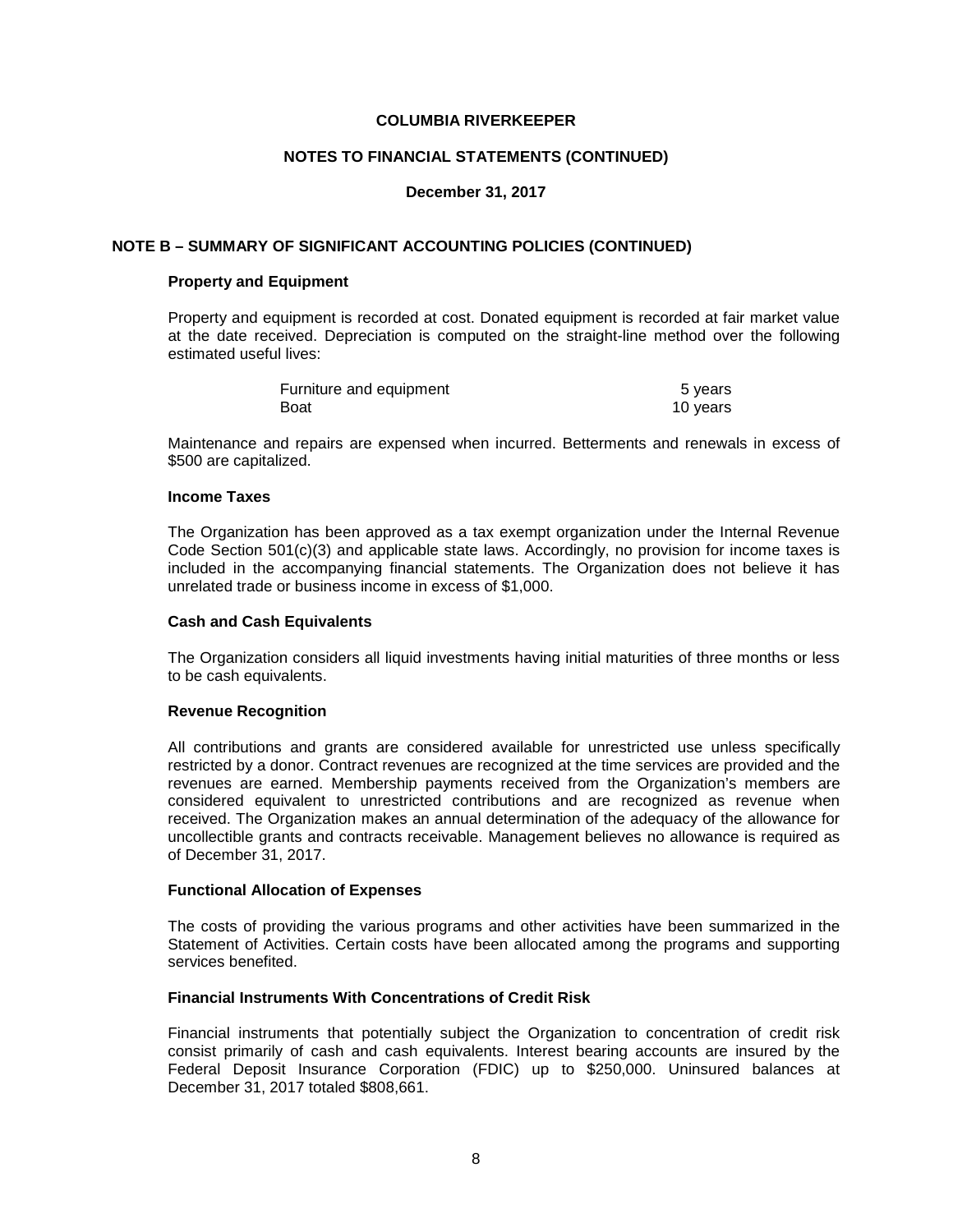**COLUMBIA RIVERKEEPER**

**NOTES TO FINANCIAL STATEMENTS (CONTINUED)**

**December 31, 2017**

## NOTE B – SUMMARY OF SIGNIFICANT ACCOUNTING POLICIES (CONTINUED)

### Property and Equipment

Property and equipment is recorded at cost. Donated equipment is recorded at fair market value at the date received. Depreciation is computed on the straight-line method over the following estimated useful lives:

| | |
|---|---|
| Furniture and equipment | 5 years |
| Boat | 10 years |

Maintenance and repairs are expensed when incurred. Betterments and renewals in excess of $500 are capitalized.

### Income Taxes

The Organization has been approved as a tax exempt organization under the Internal Revenue Code Section 501(c)(3) and applicable state laws. Accordingly, no provision for income taxes is included in the accompanying financial statements. The Organization does not believe it has unrelated trade or business income in excess of $1,000.

### Cash and Cash Equivalents

The Organization considers all liquid investments having initial maturities of three months or less to be cash equivalents.

### Revenue Recognition

All contributions and grants are considered available for unrestricted use unless specifically restricted by a donor. Contract revenues are recognized at the time services are provided and the revenues are earned. Membership payments received from the Organization's members are considered equivalent to unrestricted contributions and are recognized as revenue when received. The Organization makes an annual determination of the adequacy of the allowance for uncollectible grants and contracts receivable. Management believes no allowance is required as of December 31, 2017.

### Functional Allocation of Expenses

The costs of providing the various programs and other activities have been summarized in the Statement of Activities. Certain costs have been allocated among the programs and supporting services benefited.

### Financial Instruments With Concentrations of Credit Risk

Financial instruments that potentially subject the Organization to concentration of credit risk consist primarily of cash and cash equivalents. Interest bearing accounts are insured by the Federal Deposit Insurance Corporation (FDIC) up to $250,000. Uninsured balances at December 31, 2017 totaled $808,661.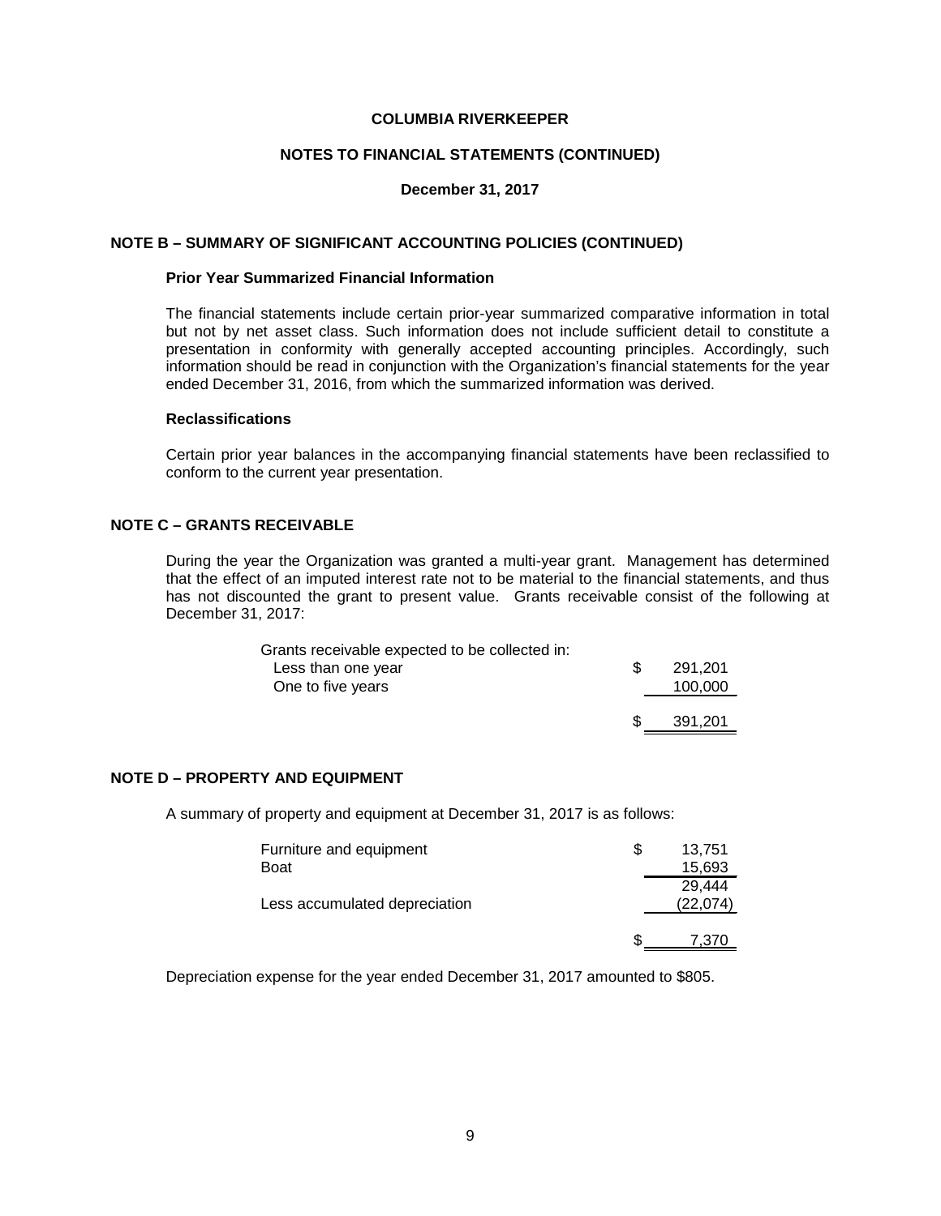## NOTE B – SUMMARY OF SIGNIFICANT ACCOUNTING POLICIES (CONTINUED)

### Prior Year Summarized Financial Information

The financial statements include certain prior-year summarized comparative information in total but not by net asset class. Such information does not include sufficient detail to constitute a presentation in conformity with generally accepted accounting principles. Accordingly, such information should be read in conjunction with the Organization's financial statements for the year ended December 31, 2016, from which the summarized information was derived.

### Reclassifications

Certain prior year balances in the accompanying financial statements have been reclassified to conform to the current year presentation.

## NOTE C – GRANTS RECEIVABLE

During the year the Organization was granted a multi-year grant. Management has determined that the effect of an imputed interest rate not to be material to the financial statements, and thus has not discounted the grant to present value. Grants receivable consist of the following at December 31, 2017:

| | |
|---|---|
| Grants receivable expected to be collected in: | |
| Less than one year | $ 291,201 |
| One to five years | 100,000 |
| | $ 391,201 |

## NOTE D – PROPERTY AND EQUIPMENT

A summary of property and equipment at December 31, 2017 is as follows:

| | |
|---|---|
| Furniture and equipment | $ 13,751 |
| Boat | 15,693 |
| | 29,444 |
| Less accumulated depreciation | (22,074) |
| | $ 7,370 |

Depreciation expense for the year ended December 31, 2017 amounted to $805.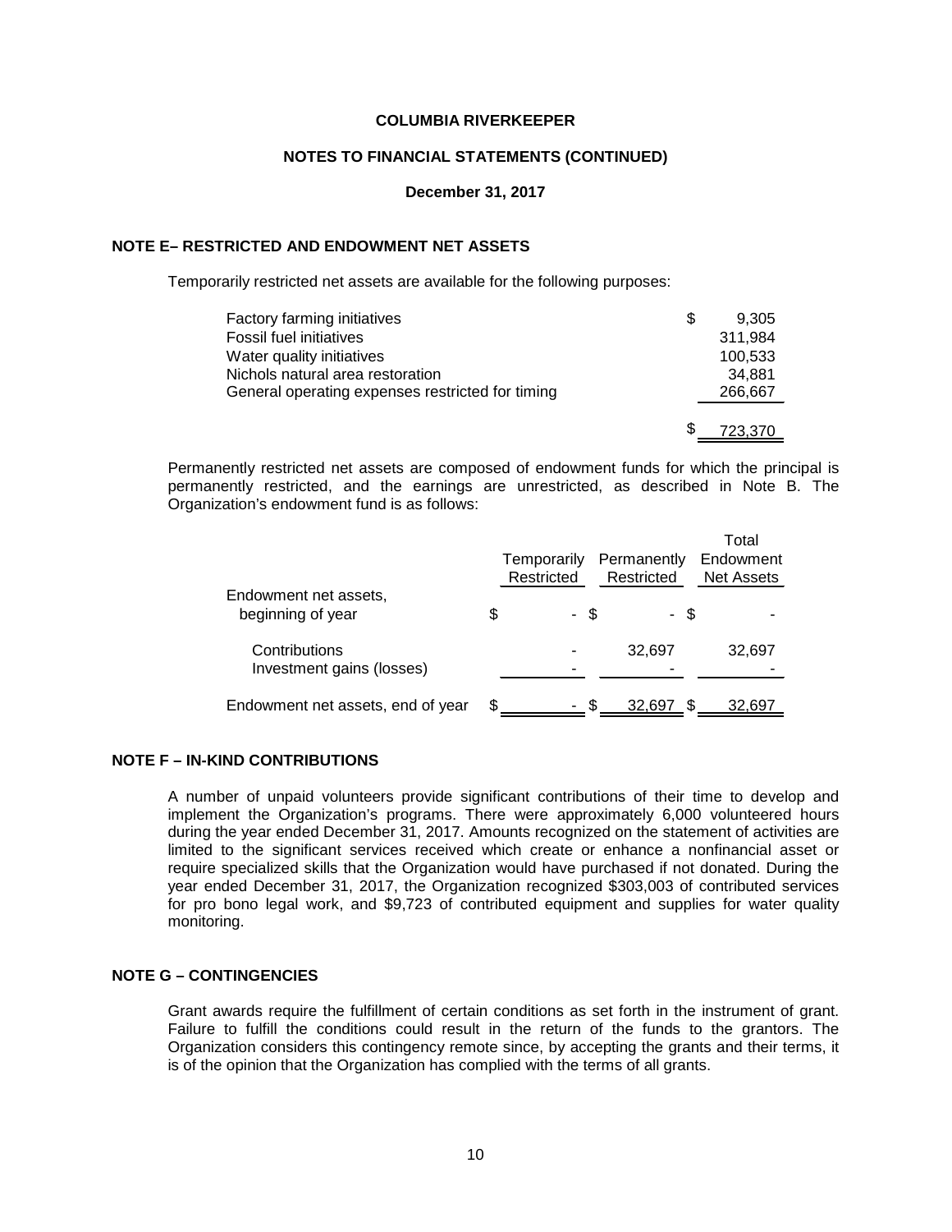**COLUMBIA RIVERKEEPER**

**NOTES TO FINANCIAL STATEMENTS (CONTINUED)**

**December 31, 2017**

## NOTE E– RESTRICTED AND ENDOWMENT NET ASSETS

Temporarily restricted net assets are available for the following purposes:

| | |
|---|---|
| Factory farming initiatives | $ 9,305 |
| Fossil fuel initiatives | 311,984 |
| Water quality initiatives | 100,533 |
| Nichols natural area restoration | 34,881 |
| General operating expenses restricted for timing | 266,667 |
| | $ 723,370 |

Permanently restricted net assets are composed of endowment funds for which the principal is permanently restricted, and the earnings are unrestricted, as described in Note B. The Organization's endowment fund is as follows:

| | Temporarily Restricted | Permanently Restricted | Total Endowment Net Assets |
|---|---|---|---|
| Endowment net assets, beginning of year | $ - | $ - | $ - |
| Contributions | - | 32,697 | 32,697 |
| Investment gains (losses) | - | - | - |
| Endowment net assets, end of year | $ - | $ 32,697 | $ 32,697 |

## NOTE F – IN-KIND CONTRIBUTIONS

A number of unpaid volunteers provide significant contributions of their time to develop and implement the Organization's programs. There were approximately 6,000 volunteered hours during the year ended December 31, 2017. Amounts recognized on the statement of activities are limited to the significant services received which create or enhance a nonfinancial asset or require specialized skills that the Organization would have purchased if not donated. During the year ended December 31, 2017, the Organization recognized $303,003 of contributed services for pro bono legal work, and $9,723 of contributed equipment and supplies for water quality monitoring.

## NOTE G – CONTINGENCIES

Grant awards require the fulfillment of certain conditions as set forth in the instrument of grant. Failure to fulfill the conditions could result in the return of the funds to the grantors. The Organization considers this contingency remote since, by accepting the grants and their terms, it is of the opinion that the Organization has complied with the terms of all grants.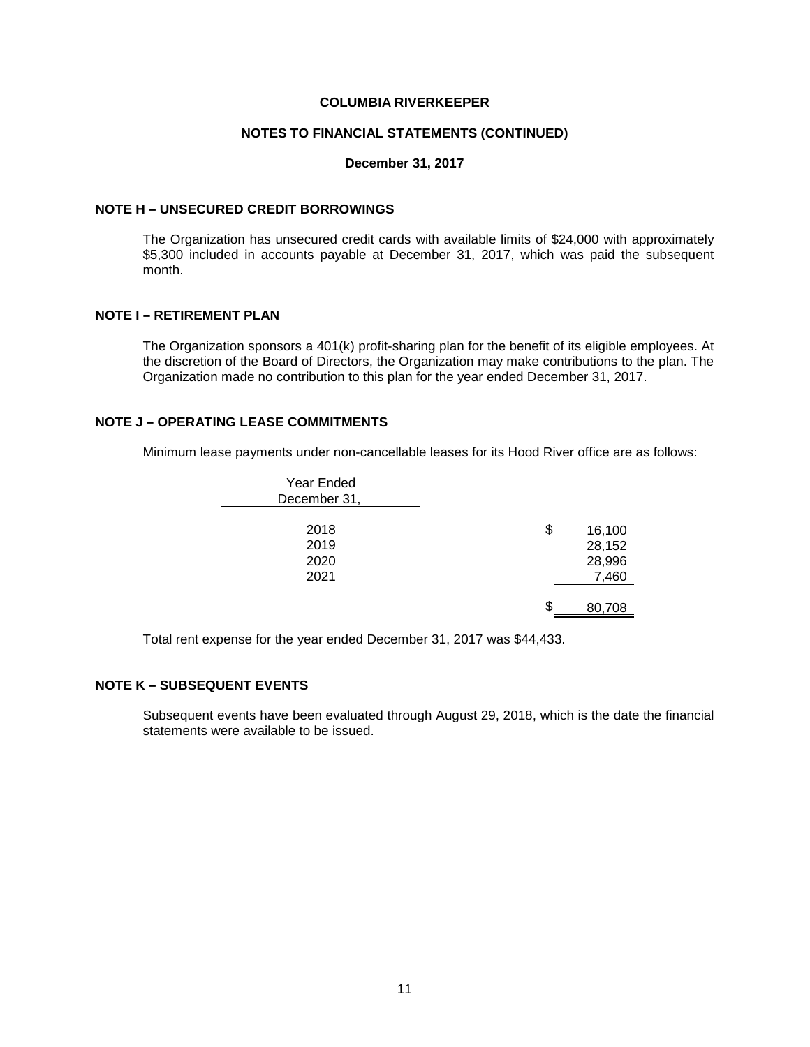**COLUMBIA RIVERKEEPER**

**NOTES TO FINANCIAL STATEMENTS (CONTINUED)**

**December 31, 2017**

## NOTE H – UNSECURED CREDIT BORROWINGS

The Organization has unsecured credit cards with available limits of $24,000 with approximately $5,300 included in accounts payable at December 31, 2017, which was paid the subsequent month.

## NOTE I – RETIREMENT PLAN

The Organization sponsors a 401(k) profit-sharing plan for the benefit of its eligible employees. At the discretion of the Board of Directors, the Organization may make contributions to the plan. The Organization made no contribution to this plan for the year ended December 31, 2017.

## NOTE J – OPERATING LEASE COMMITMENTS

Minimum lease payments under non-cancellable leases for its Hood River office are as follows:

| Year Ended December 31, | |
|---|---|
| 2018 | $ 16,100 |
| 2019 | 28,152 |
| 2020 | 28,996 |
| 2021 | 7,460 |
| | $ 80,708 |

Total rent expense for the year ended December 31, 2017 was $44,433.

## NOTE K – SUBSEQUENT EVENTS

Subsequent events have been evaluated through August 29, 2018, which is the date the financial statements were available to be issued.